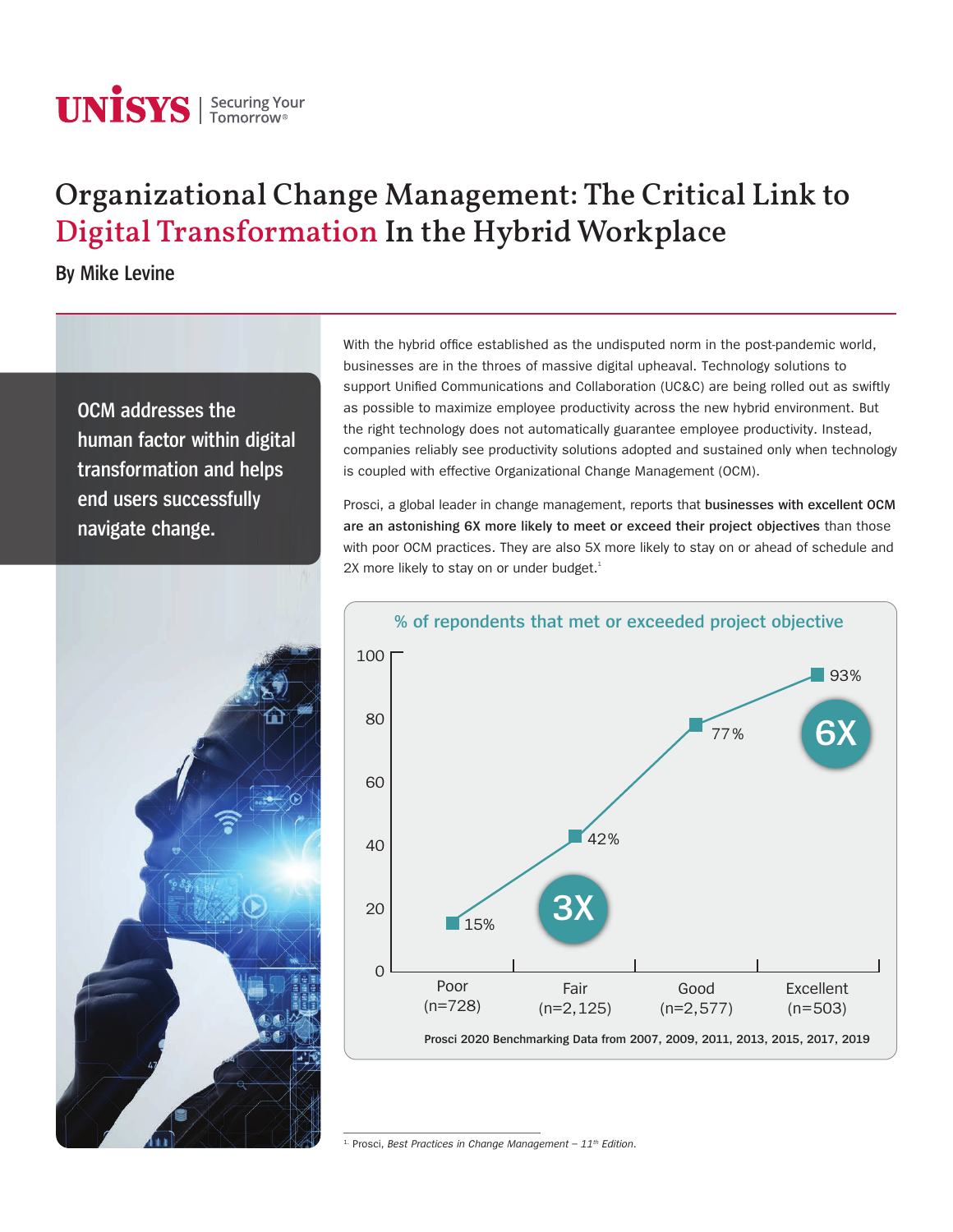# Organizational Change Management: The Critical Link to Digital Transformation In the Hybrid Workplace

**By Mike Levine**

> OCM addresses the human factor within digital transformation and helps end users successfully navigate change.

With the hybrid office established as the undisputed norm in the post-pandemic world, businesses are in the throes of massive digital upheaval. Technology solutions to support Unified Communications and Collaboration (UC&C) are being rolled out as swiftly as possible to maximize employee productivity across the new hybrid environment. But the right technology does not automatically guarantee employee productivity. Instead, companies reliably see productivity solutions adopted and sustained only when technology is coupled with effective Organizational Change Management (OCM).

Prosci, a global leader in change management, reports that **businesses with excellent OCM are an astonishing 6X more likely to meet or exceed their project objectives** than those with poor OCM practices. They are also 5X more likely to stay on or ahead of schedule and 2X more likely to stay on or under budget.[1]

**% of repondents that met or exceeded project objective**

| OCM Quality | % met or exceeded project objective |
|---|---|
| Poor (n=728) | 15% |
| Fair (n=2,125) | 42% |
| Good (n=2,577) | 77% |
| Excellent (n=503) | 93% |

3X (Poor to Fair) · 6X (Poor to Excellent)

**Prosci 2020 Benchmarking Data from 2007, 2009, 2011, 2013, 2015, 2017, 2019**

[1] Prosci, *Best Practices in Change Management – 11th Edition*.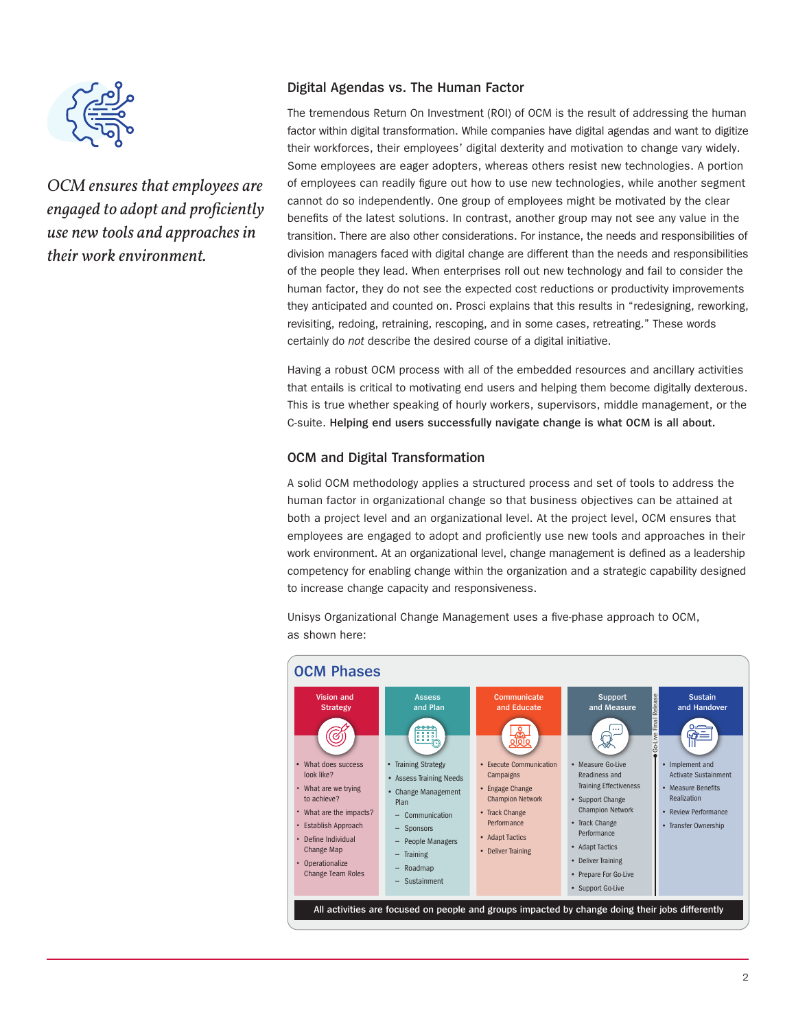*OCM ensures that employees are engaged to adopt and proficiently use new tools and approaches in their work environment.*

## Digital Agendas vs. The Human Factor

The tremendous Return On Investment (ROI) of OCM is the result of addressing the human factor within digital transformation. While companies have digital agendas and want to digitize their workforces, their employees' digital dexterity and motivation to change vary widely. Some employees are eager adopters, whereas others resist new technologies. A portion of employees can readily figure out how to use new technologies, while another segment cannot do so independently. One group of employees might be motivated by the clear benefits of the latest solutions. In contrast, another group may not see any value in the transition. There are also other considerations. For instance, the needs and responsibilities of division managers faced with digital change are different than the needs and responsibilities of the people they lead. When enterprises roll out new technology and fail to consider the human factor, they do not see the expected cost reductions or productivity improvements they anticipated and counted on. Prosci explains that this results in "redesigning, reworking, revisiting, redoing, retraining, rescoping, and in some cases, retreating." These words certainly do *not* describe the desired course of a digital initiative.

Having a robust OCM process with all of the embedded resources and ancillary activities that entails is critical to motivating end users and helping them become digitally dexterous. This is true whether speaking of hourly workers, supervisors, middle management, or the C-suite. **Helping end users successfully navigate change is what OCM is all about.**

## OCM and Digital Transformation

A solid OCM methodology applies a structured process and set of tools to address the human factor in organizational change so that business objectives can be attained at both a project level and an organizational level. At the project level, OCM ensures that employees are engaged to adopt and proficiently use new tools and approaches in their work environment. At an organizational level, change management is defined as a leadership competency for enabling change within the organization and a strategic capability designed to increase change capacity and responsiveness.

Unisys Organizational Change Management uses a five-phase approach to OCM, as shown here:

### OCM Phases

| Vision and Strategy | Assess and Plan | Communicate and Educate | Support and Measure | Sustain and Handover |
|---|---|---|---|---|
| • What does success look like?<br>• What are we trying to achieve?<br>• What are the impacts?<br>• Establish Approach<br>• Define Individual Change Map<br>• Operationalize Change Team Roles | • Training Strategy<br>• Assess Training Needs<br>• Change Management Plan<br>– Communication<br>– Sponsors<br>– People Managers<br>– Training<br>– Roadmap<br>– Sustainment | • Execute Communication Campaigns<br>• Engage Change Champion Network<br>• Track Change Performance<br>• Adapt Tactics<br>• Deliver Training | • Measure Go-Live Readiness and Training Effectiveness<br>• Support Change Champion Network<br>• Track Change Performance<br>• Adapt Tactics<br>• Deliver Training<br>• Prepare For Go-Live<br>• Support Go-Live | • Implement and Activate Sustainment<br>• Measure Benefits Realization<br>• Review Performance<br>• Transfer Ownership |

Go-Live Final Release

All activities are focused on people and groups impacted by change doing their jobs differently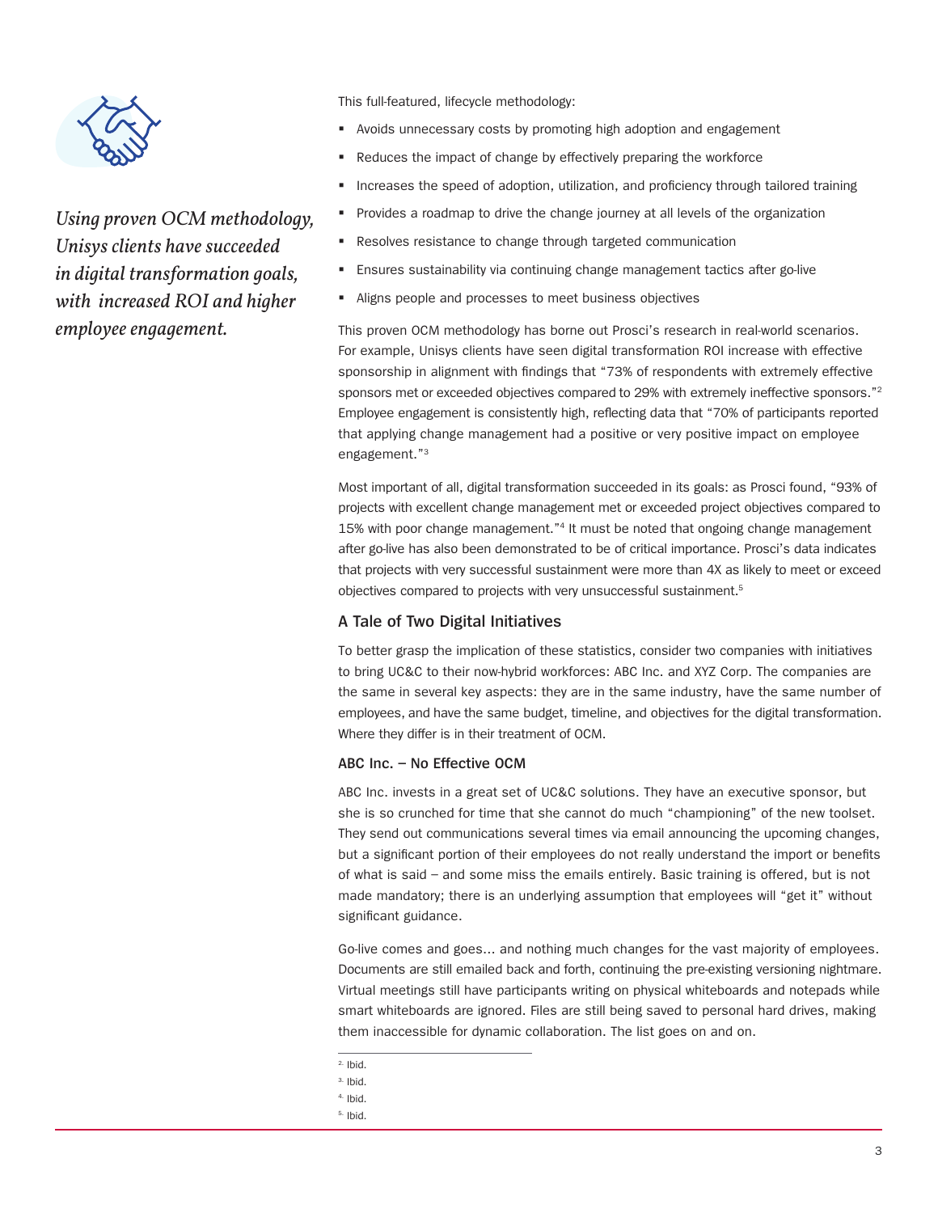*Using proven OCM methodology, Unisys clients have succeeded in digital transformation goals, with increased ROI and higher employee engagement.*

This full-featured, lifecycle methodology:

- Avoids unnecessary costs by promoting high adoption and engagement
- Reduces the impact of change by effectively preparing the workforce
- Increases the speed of adoption, utilization, and proficiency through tailored training
- Provides a roadmap to drive the change journey at all levels of the organization
- Resolves resistance to change through targeted communication
- Ensures sustainability via continuing change management tactics after go-live
- Aligns people and processes to meet business objectives

This proven OCM methodology has borne out Prosci's research in real-world scenarios. For example, Unisys clients have seen digital transformation ROI increase with effective sponsorship in alignment with findings that "73% of respondents with extremely effective sponsors met or exceeded objectives compared to 29% with extremely ineffective sponsors."[2] Employee engagement is consistently high, reflecting data that "70% of participants reported that applying change management had a positive or very positive impact on employee engagement."[3]

Most important of all, digital transformation succeeded in its goals: as Prosci found, "93% of projects with excellent change management met or exceeded project objectives compared to 15% with poor change management."[4] It must be noted that ongoing change management after go-live has also been demonstrated to be of critical importance. Prosci's data indicates that projects with very successful sustainment were more than 4X as likely to meet or exceed objectives compared to projects with very unsuccessful sustainment.[5]

## A Tale of Two Digital Initiatives

To better grasp the implication of these statistics, consider two companies with initiatives to bring UC&C to their now-hybrid workforces: ABC Inc. and XYZ Corp. The companies are the same in several key aspects: they are in the same industry, have the same number of employees, and have the same budget, timeline, and objectives for the digital transformation. Where they differ is in their treatment of OCM.

### ABC Inc. – No Effective OCM

ABC Inc. invests in a great set of UC&C solutions. They have an executive sponsor, but she is so crunched for time that she cannot do much "championing" of the new toolset. They send out communications several times via email announcing the upcoming changes, but a significant portion of their employees do not really understand the import or benefits of what is said – and some miss the emails entirely. Basic training is offered, but is not made mandatory; there is an underlying assumption that employees will "get it" without significant guidance.

Go-live comes and goes… and nothing much changes for the vast majority of employees. Documents are still emailed back and forth, continuing the pre-existing versioning nightmare. Virtual meetings still have participants writing on physical whiteboards and notepads while smart whiteboards are ignored. Files are still being saved to personal hard drives, making them inaccessible for dynamic collaboration. The list goes on and on.

---

[2] Ibid.
[3] Ibid.
[4] Ibid.
[5] Ibid.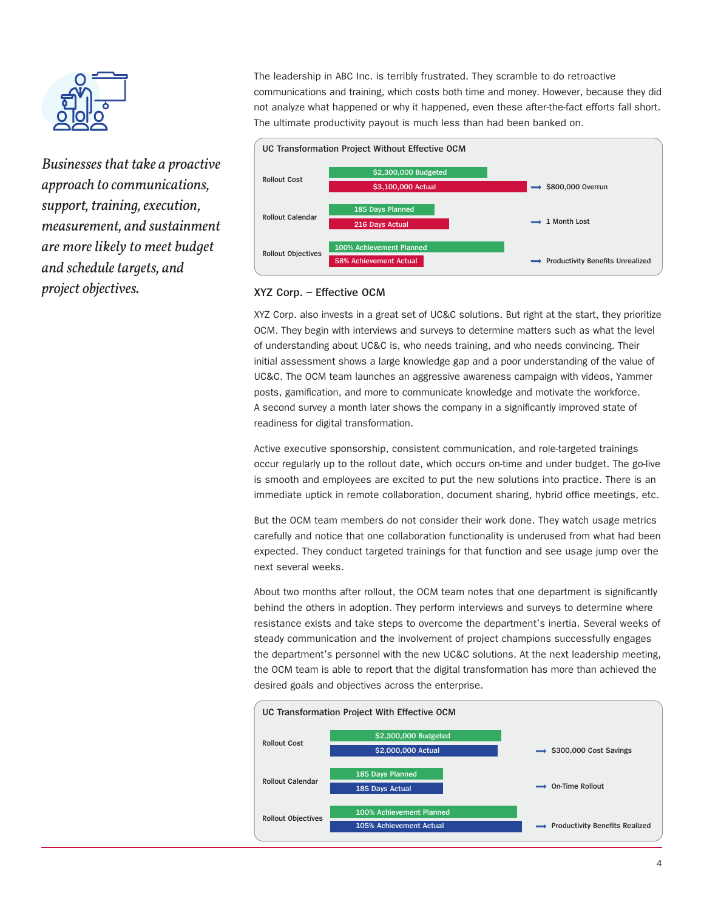*Businesses that take a proactive approach to communications, support, training, execution, measurement, and sustainment are more likely to meet budget and schedule targets, and project objectives.*

The leadership in ABC Inc. is terribly frustrated. They scramble to do retroactive communications and training, which costs both time and money. However, because they did not analyze what happened or why it happened, even these after-the-fact efforts fall short. The ultimate productivity payout is much less than had been banked on.

**UC Transformation Project Without Effective OCM**

| | Planned | Actual | Result |
|---|---|---|---|
| Rollout Cost | $2,300,000 Budgeted | $3,100,000 Actual | $800,000 Overrun |
| Rollout Calendar | 185 Days Planned | 216 Days Actual | 1 Month Lost |
| Rollout Objectives | 100% Achievement Planned | 58% Achievement Actual | Productivity Benefits Unrealized |

### XYZ Corp. – Effective OCM

XYZ Corp. also invests in a great set of UC&C solutions. But right at the start, they prioritize OCM. They begin with interviews and surveys to determine matters such as what the level of understanding about UC&C is, who needs training, and who needs convincing. Their initial assessment shows a large knowledge gap and a poor understanding of the value of UC&C. The OCM team launches an aggressive awareness campaign with videos, Yammer posts, gamification, and more to communicate knowledge and motivate the workforce. A second survey a month later shows the company in a significantly improved state of readiness for digital transformation.

Active executive sponsorship, consistent communication, and role-targeted trainings occur regularly up to the rollout date, which occurs on-time and under budget. The go-live is smooth and employees are excited to put the new solutions into practice. There is an immediate uptick in remote collaboration, document sharing, hybrid office meetings, etc.

But the OCM team members do not consider their work done. They watch usage metrics carefully and notice that one collaboration functionality is underused from what had been expected. They conduct targeted trainings for that function and see usage jump over the next several weeks.

About two months after rollout, the OCM team notes that one department is significantly behind the others in adoption. They perform interviews and surveys to determine where resistance exists and take steps to overcome the department's inertia. Several weeks of steady communication and the involvement of project champions successfully engages the department's personnel with the new UC&C solutions. At the next leadership meeting, the OCM team is able to report that the digital transformation has more than achieved the desired goals and objectives across the enterprise.

**UC Transformation Project With Effective OCM**

| | Planned | Actual | Result |
|---|---|---|---|
| Rollout Cost | $2,300,000 Budgeted | $2,000,000 Actual | $300,000 Cost Savings |
| Rollout Calendar | 185 Days Planned | 185 Days Actual | On-Time Rollout |
| Rollout Objectives | 100% Achievement Planned | 105% Achievement Actual | Productivity Benefits Realized |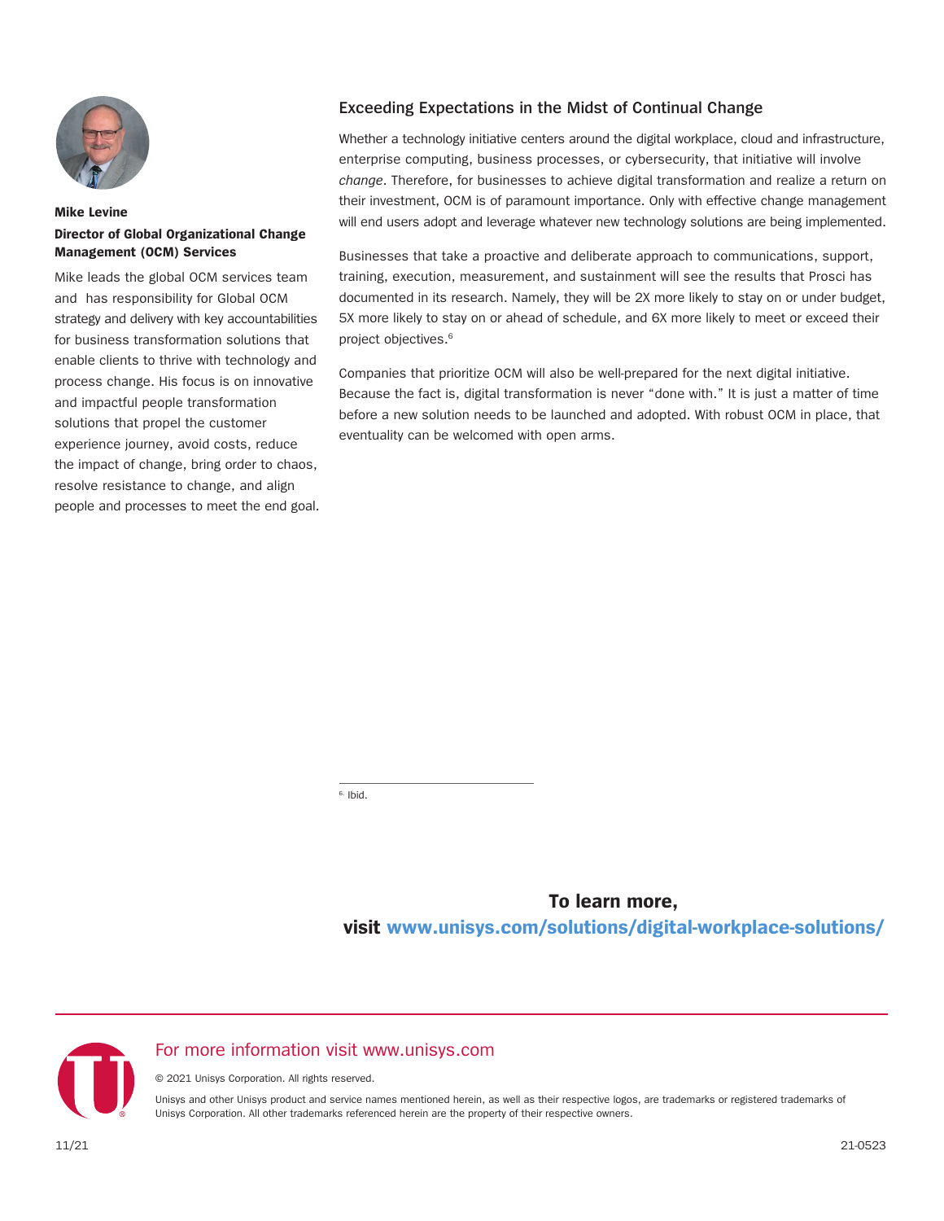**Mike Levine**

**Director of Global Organizational Change Management (OCM) Services**

Mike leads the global OCM services team and has responsibility for Global OCM strategy and delivery with key accountabilities for business transformation solutions that enable clients to thrive with technology and process change. His focus is on innovative and impactful people transformation solutions that propel the customer experience journey, avoid costs, reduce the impact of change, bring order to chaos, resolve resistance to change, and align people and processes to meet the end goal.

## Exceeding Expectations in the Midst of Continual Change

Whether a technology initiative centers around the digital workplace, cloud and infrastructure, enterprise computing, business processes, or cybersecurity, that initiative will involve *change*. Therefore, for businesses to achieve digital transformation and realize a return on their investment, OCM is of paramount importance. Only with effective change management will end users adopt and leverage whatever new technology solutions are being implemented.

Businesses that take a proactive and deliberate approach to communications, support, training, execution, measurement, and sustainment will see the results that Prosci has documented in its research. Namely, they will be 2X more likely to stay on or under budget, 5X more likely to stay on or ahead of schedule, and 6X more likely to meet or exceed their project objectives.[6]

Companies that prioritize OCM will also be well-prepared for the next digital initiative. Because the fact is, digital transformation is never "done with." It is just a matter of time before a new solution needs to be launched and adopted. With robust OCM in place, that eventuality can be welcomed with open arms.

[6] Ibid.

**To learn more, visit www.unisys.com/solutions/digital-workplace-solutions/**

For more information visit www.unisys.com

© 2021 Unisys Corporation. All rights reserved.

Unisys and other Unisys product and service names mentioned herein, as well as their respective logos, are trademarks or registered trademarks of Unisys Corporation. All other trademarks referenced herein are the property of their respective owners.

11/21 21-0523